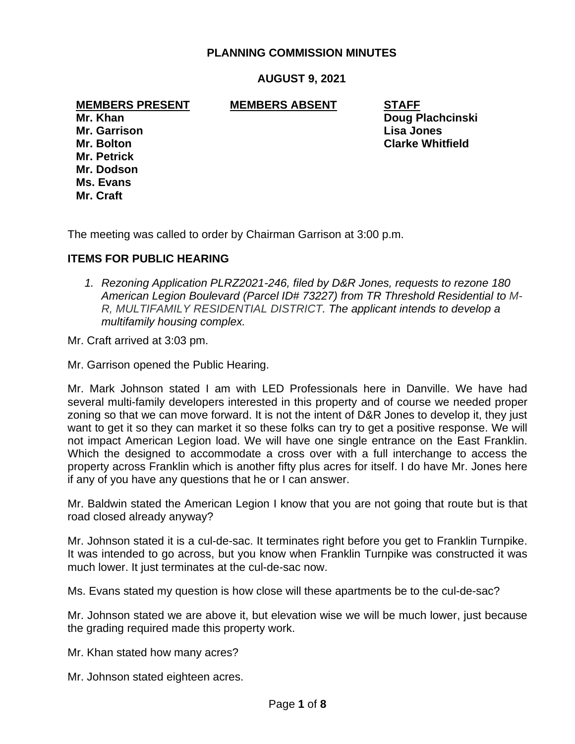# PLANNING COMMISSION MINUTES

## AUGUST 9, 2021

| **MEMBERS PRESENT** | **MEMBERS ABSENT** | **STAFF** |
|---|---|---|
| **Mr. Khan** | | **Doug Plachcinski** |
| **Mr. Garrison** | | **Lisa Jones** |
| **Mr. Bolton** | | **Clarke Whitfield** |
| **Mr. Petrick** | | |
| **Mr. Dodson** | | |
| **Ms. Evans** | | |
| **Mr. Craft** | | |

The meeting was called to order by Chairman Garrison at 3:00 p.m.

### ITEMS FOR PUBLIC HEARING

1. *Rezoning Application PLRZ2021-246, filed by D&R Jones, requests to rezone 180 American Legion Boulevard (Parcel ID# 73227) from TR Threshold Residential to M-R, MULTIFAMILY RESIDENTIAL DISTRICT. The applicant intends to develop a multifamily housing complex.*

Mr. Craft arrived at 3:03 pm.

Mr. Garrison opened the Public Hearing.

Mr. Mark Johnson stated I am with LED Professionals here in Danville. We have had several multi-family developers interested in this property and of course we needed proper zoning so that we can move forward. It is not the intent of D&R Jones to develop it, they just want to get it so they can market it so these folks can try to get a positive response. We will not impact American Legion load. We will have one single entrance on the East Franklin. Which the designed to accommodate a cross over with a full interchange to access the property across Franklin which is another fifty plus acres for itself. I do have Mr. Jones here if any of you have any questions that he or I can answer.

Mr. Baldwin stated the American Legion I know that you are not going that route but is that road closed already anyway?

Mr. Johnson stated it is a cul-de-sac. It terminates right before you get to Franklin Turnpike. It was intended to go across, but you know when Franklin Turnpike was constructed it was much lower. It just terminates at the cul-de-sac now.

Ms. Evans stated my question is how close will these apartments be to the cul-de-sac?

Mr. Johnson stated we are above it, but elevation wise we will be much lower, just because the grading required made this property work.

Mr. Khan stated how many acres?

Mr. Johnson stated eighteen acres.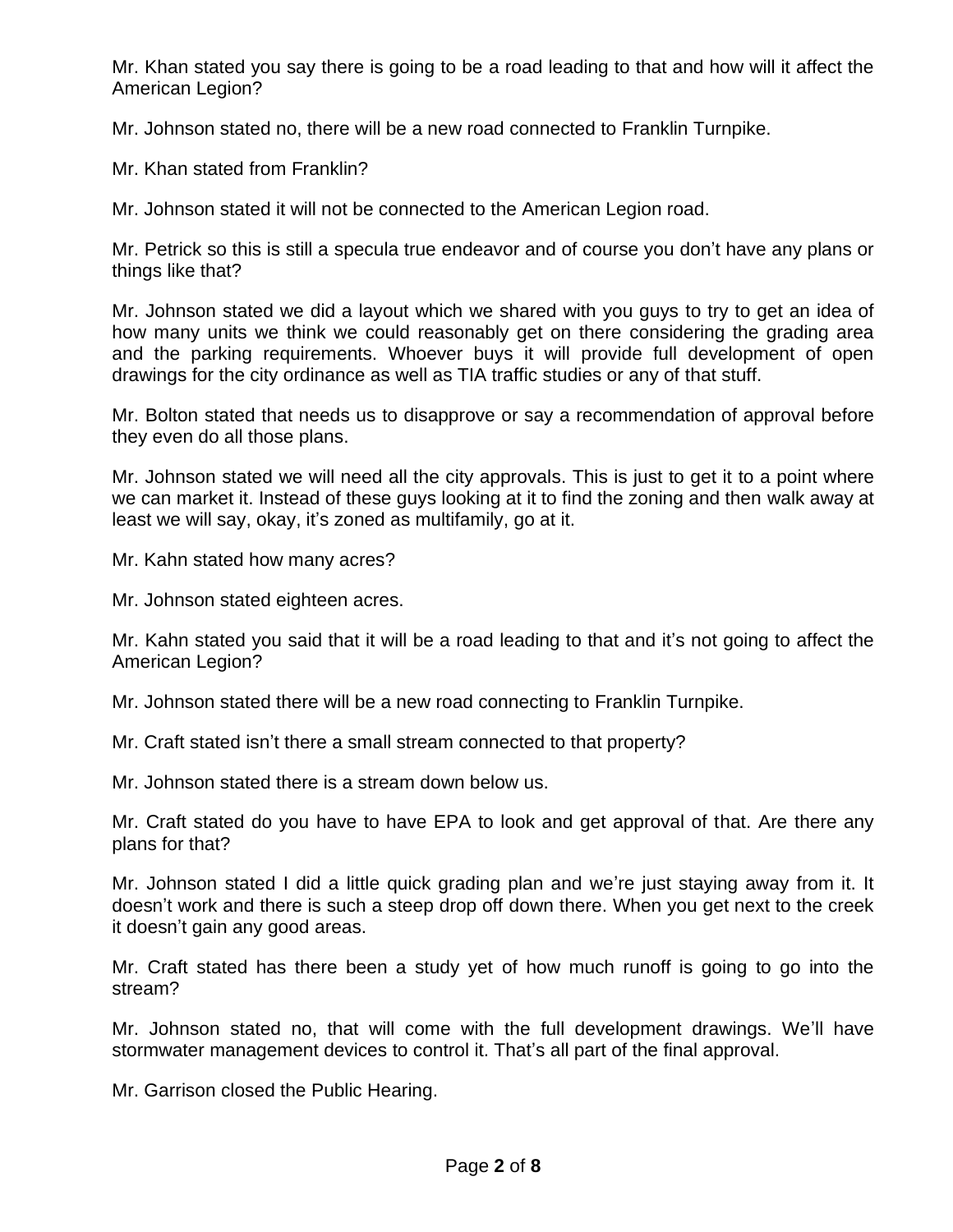Mr. Khan stated you say there is going to be a road leading to that and how will it affect the American Legion?

Mr. Johnson stated no, there will be a new road connected to Franklin Turnpike.

Mr. Khan stated from Franklin?

Mr. Johnson stated it will not be connected to the American Legion road.

Mr. Petrick so this is still a specula true endeavor and of course you don't have any plans or things like that?

Mr. Johnson stated we did a layout which we shared with you guys to try to get an idea of how many units we think we could reasonably get on there considering the grading area and the parking requirements. Whoever buys it will provide full development of open drawings for the city ordinance as well as TIA traffic studies or any of that stuff.

Mr. Bolton stated that needs us to disapprove or say a recommendation of approval before they even do all those plans.

Mr. Johnson stated we will need all the city approvals. This is just to get it to a point where we can market it. Instead of these guys looking at it to find the zoning and then walk away at least we will say, okay, it's zoned as multifamily, go at it.

Mr. Kahn stated how many acres?

Mr. Johnson stated eighteen acres.

Mr. Kahn stated you said that it will be a road leading to that and it's not going to affect the American Legion?

Mr. Johnson stated there will be a new road connecting to Franklin Turnpike.

Mr. Craft stated isn't there a small stream connected to that property?

Mr. Johnson stated there is a stream down below us.

Mr. Craft stated do you have to have EPA to look and get approval of that. Are there any plans for that?

Mr. Johnson stated I did a little quick grading plan and we're just staying away from it. It doesn't work and there is such a steep drop off down there. When you get next to the creek it doesn't gain any good areas.

Mr. Craft stated has there been a study yet of how much runoff is going to go into the stream?

Mr. Johnson stated no, that will come with the full development drawings. We'll have stormwater management devices to control it. That's all part of the final approval.

Mr. Garrison closed the Public Hearing.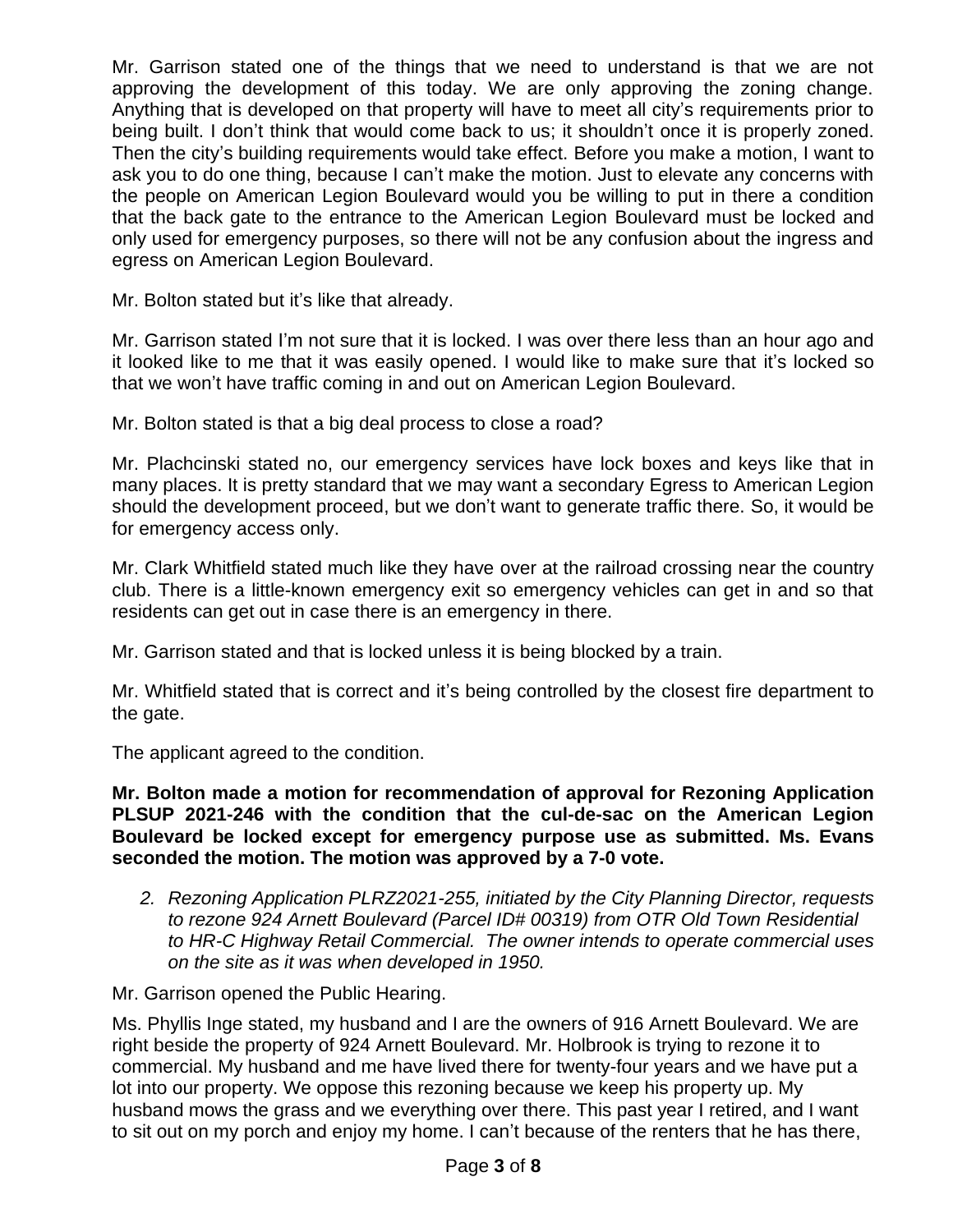Mr. Garrison stated one of the things that we need to understand is that we are not approving the development of this today. We are only approving the zoning change. Anything that is developed on that property will have to meet all city's requirements prior to being built. I don't think that would come back to us; it shouldn't once it is properly zoned. Then the city's building requirements would take effect. Before you make a motion, I want to ask you to do one thing, because I can't make the motion. Just to elevate any concerns with the people on American Legion Boulevard would you be willing to put in there a condition that the back gate to the entrance to the American Legion Boulevard must be locked and only used for emergency purposes, so there will not be any confusion about the ingress and egress on American Legion Boulevard.

Mr. Bolton stated but it's like that already.

Mr. Garrison stated I'm not sure that it is locked. I was over there less than an hour ago and it looked like to me that it was easily opened. I would like to make sure that it's locked so that we won't have traffic coming in and out on American Legion Boulevard.

Mr. Bolton stated is that a big deal process to close a road?

Mr. Plachcinski stated no, our emergency services have lock boxes and keys like that in many places. It is pretty standard that we may want a secondary Egress to American Legion should the development proceed, but we don't want to generate traffic there. So, it would be for emergency access only.

Mr. Clark Whitfield stated much like they have over at the railroad crossing near the country club. There is a little-known emergency exit so emergency vehicles can get in and so that residents can get out in case there is an emergency in there.

Mr. Garrison stated and that is locked unless it is being blocked by a train.

Mr. Whitfield stated that is correct and it's being controlled by the closest fire department to the gate.

The applicant agreed to the condition.

**Mr. Bolton made a motion for recommendation of approval for Rezoning Application PLSUP 2021-246 with the condition that the cul-de-sac on the American Legion Boulevard be locked except for emergency purpose use as submitted. Ms. Evans seconded the motion. The motion was approved by a 7-0 vote.**

2. *Rezoning Application PLRZ2021-255, initiated by the City Planning Director, requests to rezone 924 Arnett Boulevard (Parcel ID# 00319) from OTR Old Town Residential to HR-C Highway Retail Commercial. The owner intends to operate commercial uses on the site as it was when developed in 1950.*

Mr. Garrison opened the Public Hearing.

Ms. Phyllis Inge stated, my husband and I are the owners of 916 Arnett Boulevard. We are right beside the property of 924 Arnett Boulevard. Mr. Holbrook is trying to rezone it to commercial. My husband and me have lived there for twenty-four years and we have put a lot into our property. We oppose this rezoning because we keep his property up. My husband mows the grass and we everything over there. This past year I retired, and I want to sit out on my porch and enjoy my home. I can't because of the renters that he has there,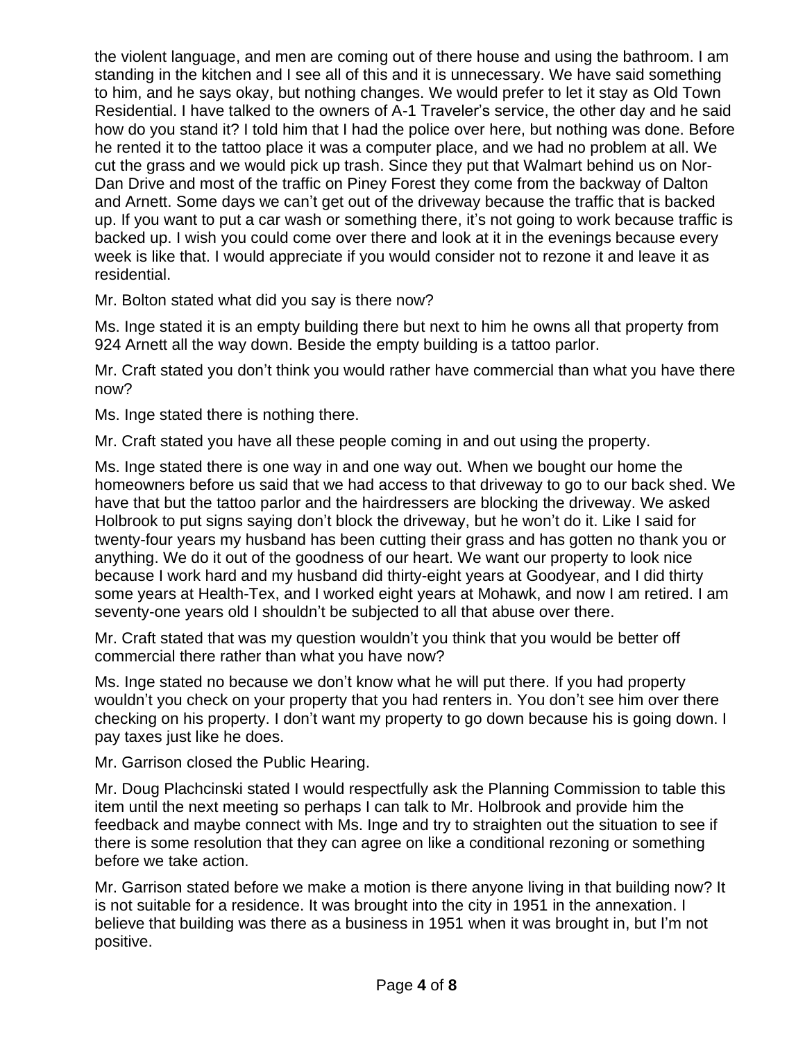the violent language, and men are coming out of there house and using the bathroom. I am standing in the kitchen and I see all of this and it is unnecessary. We have said something to him, and he says okay, but nothing changes. We would prefer to let it stay as Old Town Residential. I have talked to the owners of A-1 Traveler's service, the other day and he said how do you stand it? I told him that I had the police over here, but nothing was done. Before he rented it to the tattoo place it was a computer place, and we had no problem at all. We cut the grass and we would pick up trash. Since they put that Walmart behind us on Nor-Dan Drive and most of the traffic on Piney Forest they come from the backway of Dalton and Arnett. Some days we can't get out of the driveway because the traffic that is backed up. If you want to put a car wash or something there, it's not going to work because traffic is backed up. I wish you could come over there and look at it in the evenings because every week is like that. I would appreciate if you would consider not to rezone it and leave it as residential.

Mr. Bolton stated what did you say is there now?

Ms. Inge stated it is an empty building there but next to him he owns all that property from 924 Arnett all the way down. Beside the empty building is a tattoo parlor.

Mr. Craft stated you don't think you would rather have commercial than what you have there now?

Ms. Inge stated there is nothing there.

Mr. Craft stated you have all these people coming in and out using the property.

Ms. Inge stated there is one way in and one way out. When we bought our home the homeowners before us said that we had access to that driveway to go to our back shed. We have that but the tattoo parlor and the hairdressers are blocking the driveway. We asked Holbrook to put signs saying don't block the driveway, but he won't do it. Like I said for twenty-four years my husband has been cutting their grass and has gotten no thank you or anything. We do it out of the goodness of our heart. We want our property to look nice because I work hard and my husband did thirty-eight years at Goodyear, and I did thirty some years at Health-Tex, and I worked eight years at Mohawk, and now I am retired. I am seventy-one years old I shouldn't be subjected to all that abuse over there.

Mr. Craft stated that was my question wouldn't you think that you would be better off commercial there rather than what you have now?

Ms. Inge stated no because we don't know what he will put there. If you had property wouldn't you check on your property that you had renters in. You don't see him over there checking on his property. I don't want my property to go down because his is going down. I pay taxes just like he does.

Mr. Garrison closed the Public Hearing.

Mr. Doug Plachcinski stated I would respectfully ask the Planning Commission to table this item until the next meeting so perhaps I can talk to Mr. Holbrook and provide him the feedback and maybe connect with Ms. Inge and try to straighten out the situation to see if there is some resolution that they can agree on like a conditional rezoning or something before we take action.

Mr. Garrison stated before we make a motion is there anyone living in that building now? It is not suitable for a residence. It was brought into the city in 1951 in the annexation. I believe that building was there as a business in 1951 when it was brought in, but I'm not positive.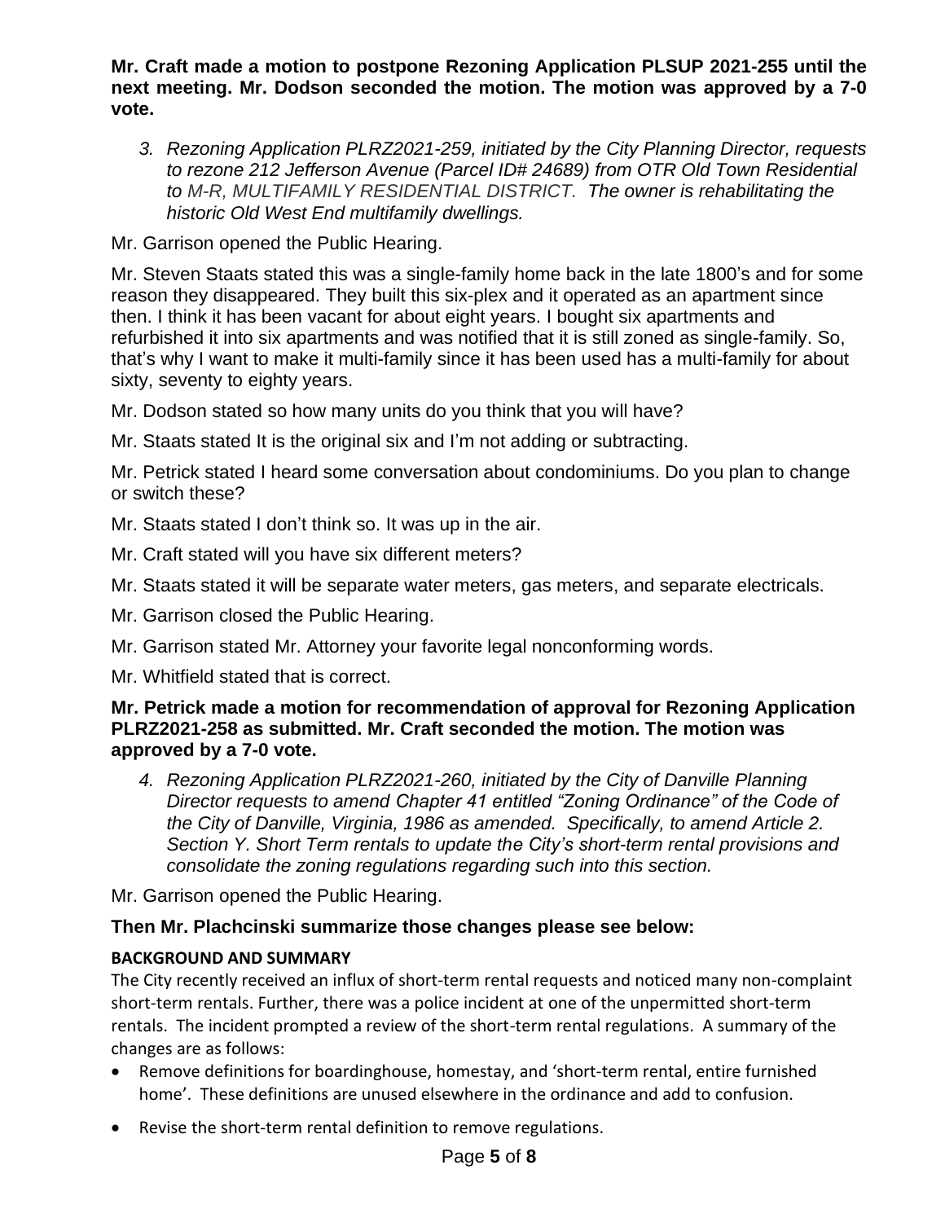**Mr. Craft made a motion to postpone Rezoning Application PLSUP 2021-255 until the next meeting. Mr. Dodson seconded the motion. The motion was approved by a 7-0 vote.**

3. *Rezoning Application PLRZ2021-259, initiated by the City Planning Director, requests to rezone 212 Jefferson Avenue (Parcel ID# 24689) from OTR Old Town Residential to M-R, MULTIFAMILY RESIDENTIAL DISTRICT. The owner is rehabilitating the historic Old West End multifamily dwellings.*

Mr. Garrison opened the Public Hearing.

Mr. Steven Staats stated this was a single-family home back in the late 1800's and for some reason they disappeared. They built this six-plex and it operated as an apartment since then. I think it has been vacant for about eight years. I bought six apartments and refurbished it into six apartments and was notified that it is still zoned as single-family. So, that's why I want to make it multi-family since it has been used has a multi-family for about sixty, seventy to eighty years.

Mr. Dodson stated so how many units do you think that you will have?

Mr. Staats stated It is the original six and I'm not adding or subtracting.

Mr. Petrick stated I heard some conversation about condominiums. Do you plan to change or switch these?

Mr. Staats stated I don't think so. It was up in the air.

Mr. Craft stated will you have six different meters?

Mr. Staats stated it will be separate water meters, gas meters, and separate electricals.

Mr. Garrison closed the Public Hearing.

Mr. Garrison stated Mr. Attorney your favorite legal nonconforming words.

Mr. Whitfield stated that is correct.

**Mr. Petrick made a motion for recommendation of approval for Rezoning Application PLRZ2021-258 as submitted. Mr. Craft seconded the motion. The motion was approved by a 7-0 vote.**

4. *Rezoning Application PLRZ2021-260, initiated by the City of Danville Planning Director requests to amend Chapter 41 entitled "Zoning Ordinance" of the Code of the City of Danville, Virginia, 1986 as amended. Specifically, to amend Article 2. Section Y. Short Term rentals to update the City's short-term rental provisions and consolidate the zoning regulations regarding such into this section.*

Mr. Garrison opened the Public Hearing.

**Then Mr. Plachcinski summarize those changes please see below:**

**BACKGROUND AND SUMMARY**

The City recently received an influx of short-term rental requests and noticed many non-complaint short-term rentals. Further, there was a police incident at one of the unpermitted short-term rentals. The incident prompted a review of the short-term rental regulations. A summary of the changes are as follows:

- Remove definitions for boardinghouse, homestay, and 'short-term rental, entire furnished home'. These definitions are unused elsewhere in the ordinance and add to confusion.
- Revise the short-term rental definition to remove regulations.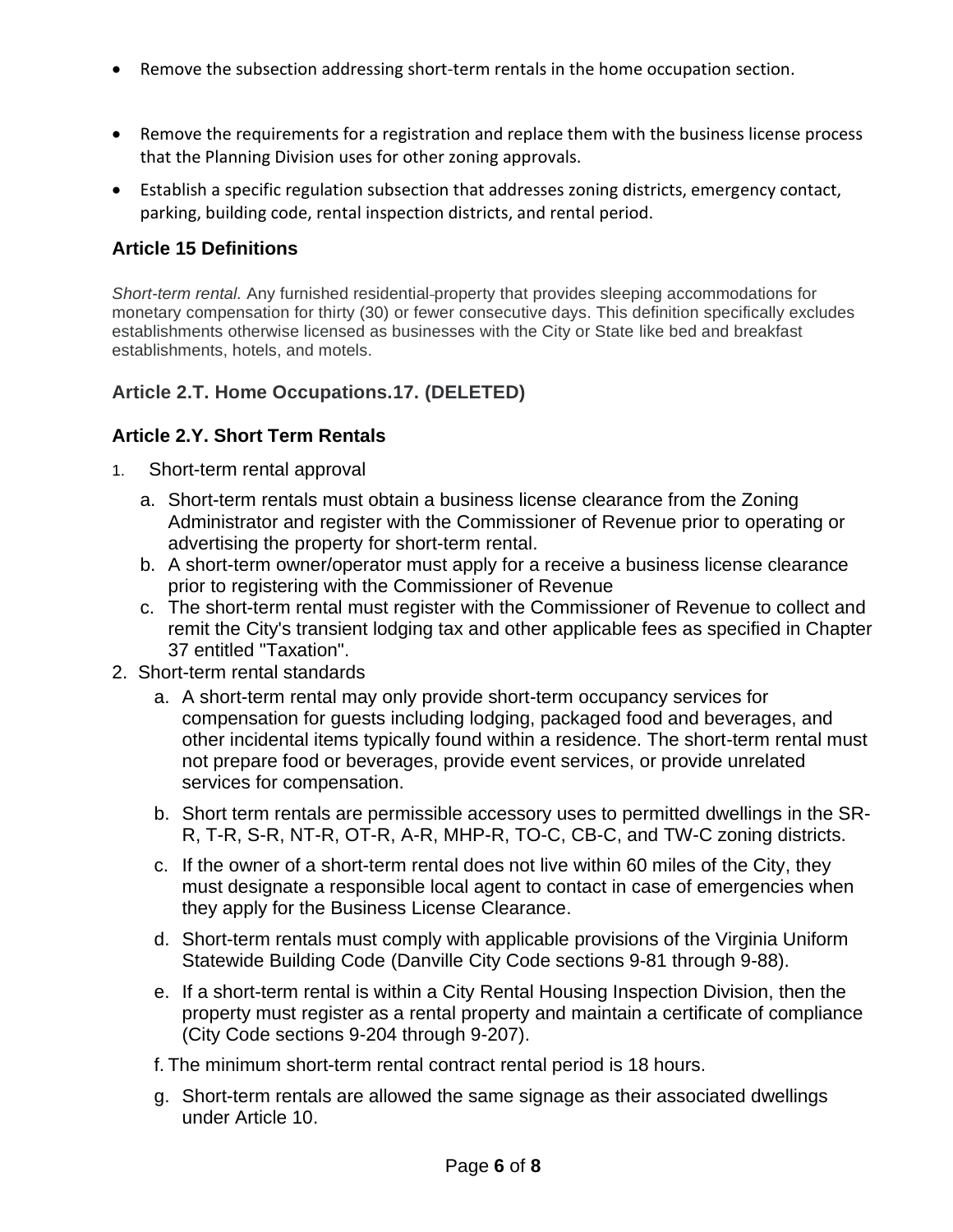- Remove the subsection addressing short-term rentals in the home occupation section.

- Remove the requirements for a registration and replace them with the business license process that the Planning Division uses for other zoning approvals.
- Establish a specific regulation subsection that addresses zoning districts, emergency contact, parking, building code, rental inspection districts, and rental period.

### Article 15 Definitions

*Short-term rental.* Any furnished residential property that provides sleeping accommodations for monetary compensation for thirty (30) or fewer consecutive days. This definition specifically excludes establishments otherwise licensed as businesses with the City or State like bed and breakfast establishments, hotels, and motels.

### Article 2.T. Home Occupations.17. (DELETED)

### Article 2.Y. Short Term Rentals

1. Short-term rental approval
   a. Short-term rentals must obtain a business license clearance from the Zoning Administrator and register with the Commissioner of Revenue prior to operating or advertising the property for short-term rental.
   b. A short-term owner/operator must apply for a receive a business license clearance prior to registering with the Commissioner of Revenue
   c. The short-term rental must register with the Commissioner of Revenue to collect and remit the City's transient lodging tax and other applicable fees as specified in Chapter 37 entitled "Taxation".
2. Short-term rental standards
   a. A short-term rental may only provide short-term occupancy services for compensation for guests including lodging, packaged food and beverages, and other incidental items typically found within a residence. The short-term rental must not prepare food or beverages, provide event services, or provide unrelated services for compensation.
   b. Short term rentals are permissible accessory uses to permitted dwellings in the SR-R, T-R, S-R, NT-R, OT-R, A-R, MHP-R, TO-C, CB-C, and TW-C zoning districts.
   c. If the owner of a short-term rental does not live within 60 miles of the City, they must designate a responsible local agent to contact in case of emergencies when they apply for the Business License Clearance.
   d. Short-term rentals must comply with applicable provisions of the Virginia Uniform Statewide Building Code (Danville City Code sections 9-81 through 9-88).
   e. If a short-term rental is within a City Rental Housing Inspection Division, then the property must register as a rental property and maintain a certificate of compliance (City Code sections 9-204 through 9-207).
   f. The minimum short-term rental contract rental period is 18 hours.
   g. Short-term rentals are allowed the same signage as their associated dwellings under Article 10.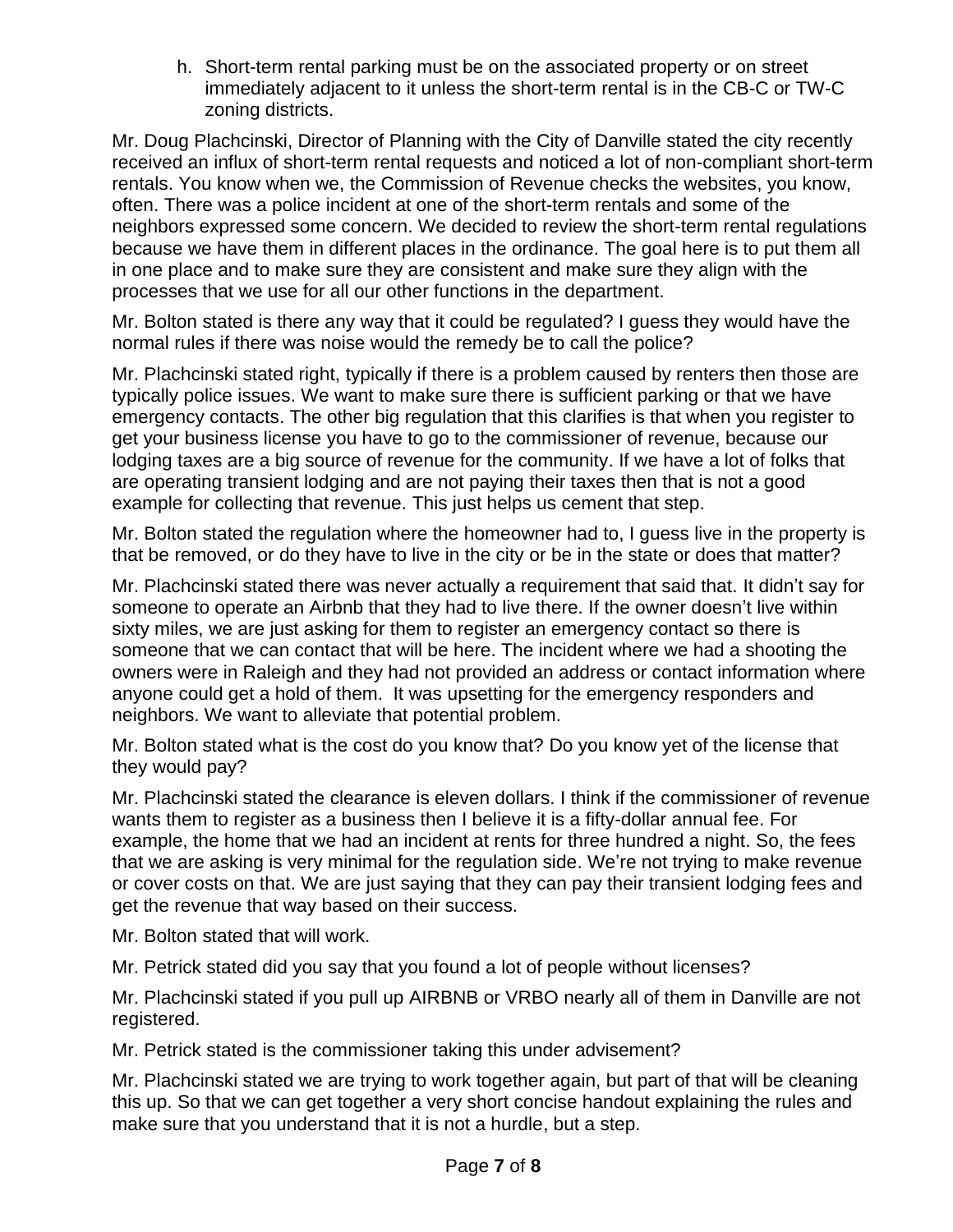h. Short-term rental parking must be on the associated property or on street immediately adjacent to it unless the short-term rental is in the CB-C or TW-C zoning districts.

Mr. Doug Plachcinski, Director of Planning with the City of Danville stated the city recently received an influx of short-term rental requests and noticed a lot of non-compliant short-term rentals. You know when we, the Commission of Revenue checks the websites, you know, often. There was a police incident at one of the short-term rentals and some of the neighbors expressed some concern. We decided to review the short-term rental regulations because we have them in different places in the ordinance. The goal here is to put them all in one place and to make sure they are consistent and make sure they align with the processes that we use for all our other functions in the department.

Mr. Bolton stated is there any way that it could be regulated? I guess they would have the normal rules if there was noise would the remedy be to call the police?

Mr. Plachcinski stated right, typically if there is a problem caused by renters then those are typically police issues. We want to make sure there is sufficient parking or that we have emergency contacts. The other big regulation that this clarifies is that when you register to get your business license you have to go to the commissioner of revenue, because our lodging taxes are a big source of revenue for the community. If we have a lot of folks that are operating transient lodging and are not paying their taxes then that is not a good example for collecting that revenue. This just helps us cement that step.

Mr. Bolton stated the regulation where the homeowner had to, I guess live in the property is that be removed, or do they have to live in the city or be in the state or does that matter?

Mr. Plachcinski stated there was never actually a requirement that said that. It didn't say for someone to operate an Airbnb that they had to live there. If the owner doesn't live within sixty miles, we are just asking for them to register an emergency contact so there is someone that we can contact that will be here. The incident where we had a shooting the owners were in Raleigh and they had not provided an address or contact information where anyone could get a hold of them. It was upsetting for the emergency responders and neighbors. We want to alleviate that potential problem.

Mr. Bolton stated what is the cost do you know that? Do you know yet of the license that they would pay?

Mr. Plachcinski stated the clearance is eleven dollars. I think if the commissioner of revenue wants them to register as a business then I believe it is a fifty-dollar annual fee. For example, the home that we had an incident at rents for three hundred a night. So, the fees that we are asking is very minimal for the regulation side. We're not trying to make revenue or cover costs on that. We are just saying that they can pay their transient lodging fees and get the revenue that way based on their success.

Mr. Bolton stated that will work.

Mr. Petrick stated did you say that you found a lot of people without licenses?

Mr. Plachcinski stated if you pull up AIRBNB or VRBO nearly all of them in Danville are not registered.

Mr. Petrick stated is the commissioner taking this under advisement?

Mr. Plachcinski stated we are trying to work together again, but part of that will be cleaning this up. So that we can get together a very short concise handout explaining the rules and make sure that you understand that it is not a hurdle, but a step.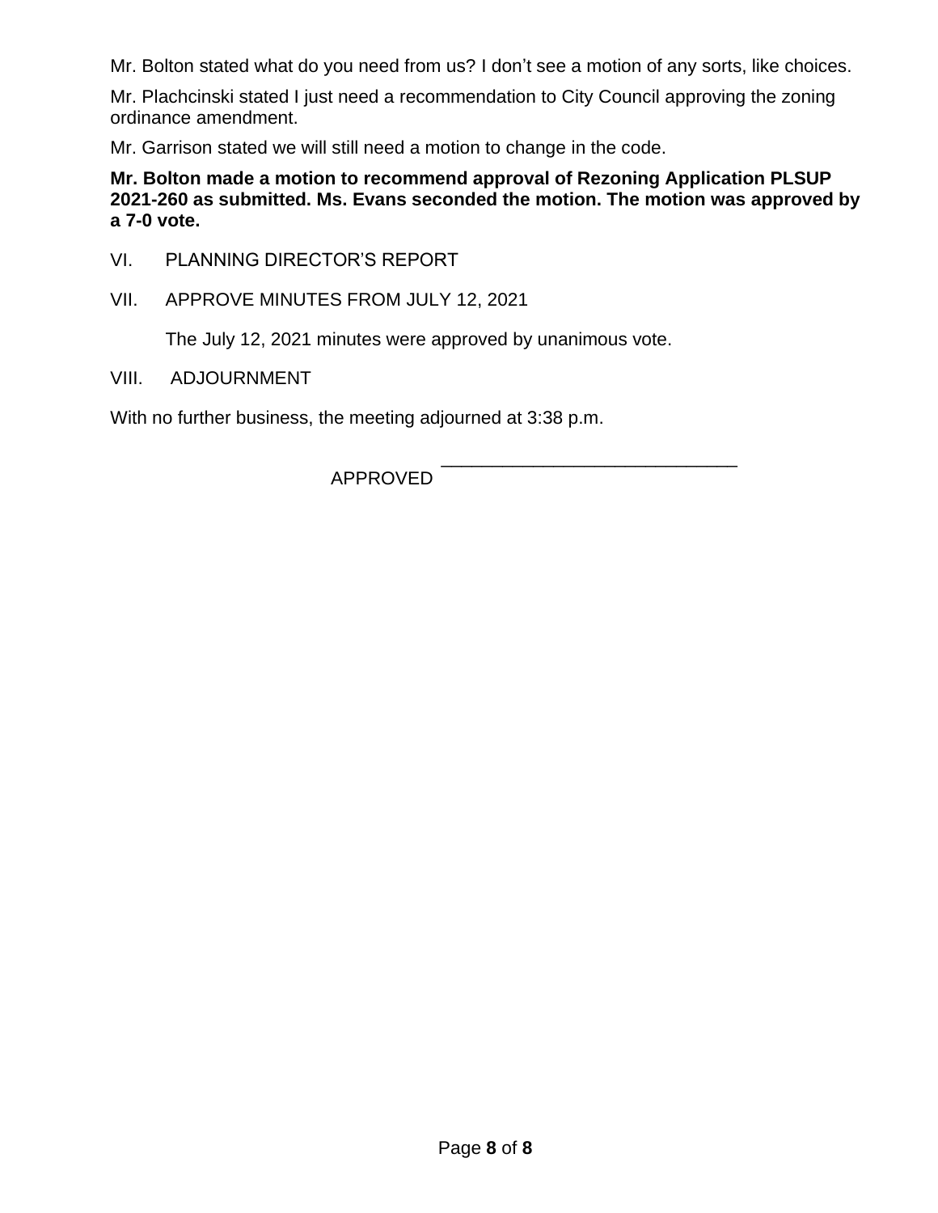Mr. Bolton stated what do you need from us? I don't see a motion of any sorts, like choices.

Mr. Plachcinski stated I just need a recommendation to City Council approving the zoning ordinance amendment.

Mr. Garrison stated we will still need a motion to change in the code.

**Mr. Bolton made a motion to recommend approval of Rezoning Application PLSUP 2021-260 as submitted. Ms. Evans seconded the motion. The motion was approved by a 7-0 vote.**

VI. PLANNING DIRECTOR'S REPORT

VII. APPROVE MINUTES FROM JULY 12, 2021

The July 12, 2021 minutes were approved by unanimous vote.

VIII. ADJOURNMENT

With no further business, the meeting adjourned at 3:38 p.m.

APPROVED ______________________________